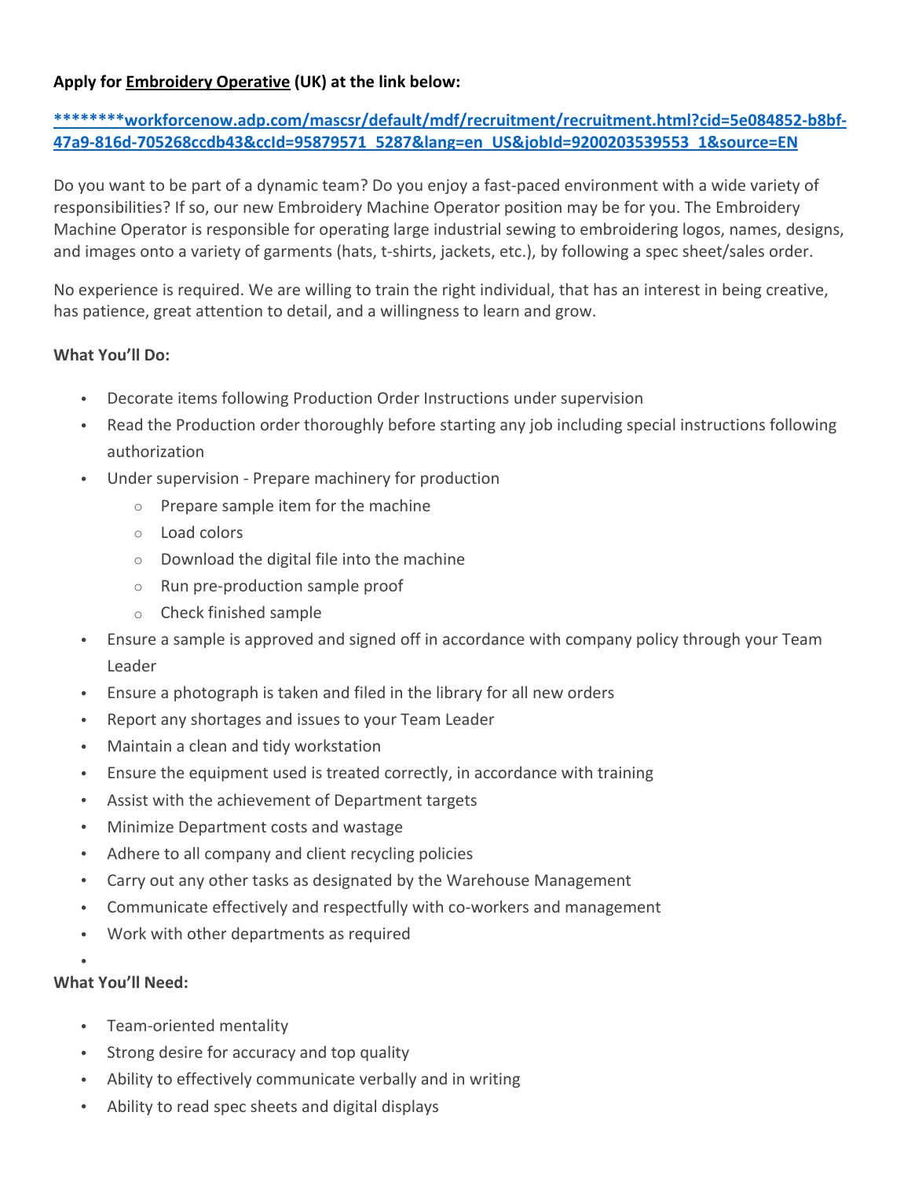**Apply for Embroidery Operative (UK) at the link below:**

[********workforcenow.adp.com/mascsr/default/mdf/recruitment/recruitment.html?cid=5e084852-b8bf-47a9-816d-705268ccdb43&ccId=95879571_5287&lang=en_US&jobId=9200203539553_1&source=EN](********workforcenow.adp.com/mascsr/default/mdf/recruitment/recruitment.html?cid=5e084852-b8bf-47a9-816d-705268ccdb43&ccId=95879571_5287&lang=en_US&jobId=9200203539553_1&source=EN)

Do you want to be part of a dynamic team? Do you enjoy a fast-paced environment with a wide variety of responsibilities? If so, our new Embroidery Machine Operator position may be for you. The Embroidery Machine Operator is responsible for operating large industrial sewing to embroidering logos, names, designs, and images onto a variety of garments (hats, t-shirts, jackets, etc.), by following a spec sheet/sales order.

No experience is required. We are willing to train the right individual, that has an interest in being creative, has patience, great attention to detail, and a willingness to learn and grow.

**What You'll Do:**

- Decorate items following Production Order Instructions under supervision
- Read the Production order thoroughly before starting any job including special instructions following authorization
- Under supervision - Prepare machinery for production
  - Prepare sample item for the machine
  - Load colors
  - Download the digital file into the machine
  - Run pre-production sample proof
  - Check finished sample
- Ensure a sample is approved and signed off in accordance with company policy through your Team Leader
- Ensure a photograph is taken and filed in the library for all new orders
- Report any shortages and issues to your Team Leader
- Maintain a clean and tidy workstation
- Ensure the equipment used is treated correctly, in accordance with training
- Assist with the achievement of Department targets
- Minimize Department costs and wastage
- Adhere to all company and client recycling policies
- Carry out any other tasks as designated by the Warehouse Management
- Communicate effectively and respectfully with co-workers and management
- Work with other departments as required

**What You'll Need:**

- Team-oriented mentality
- Strong desire for accuracy and top quality
- Ability to effectively communicate verbally and in writing
- Ability to read spec sheets and digital displays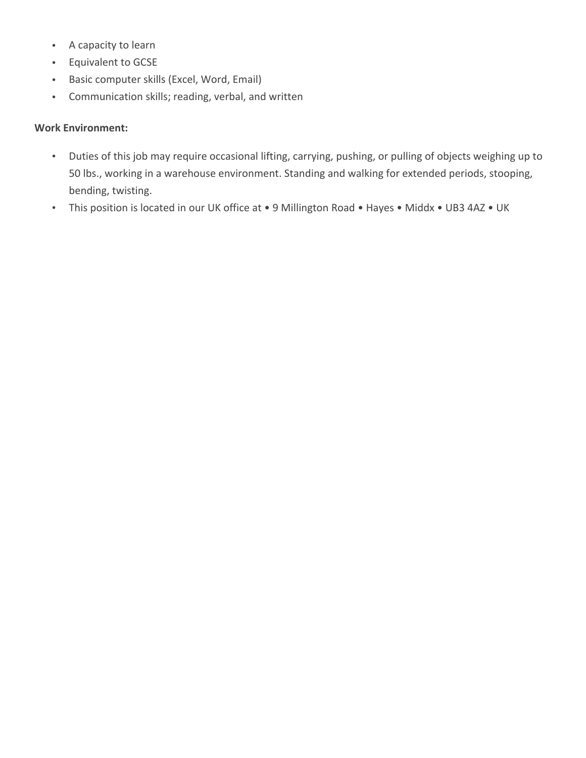- A capacity to learn
- Equivalent to GCSE
- Basic computer skills (Excel, Word, Email)
- Communication skills; reading, verbal, and written

**Work Environment:**

- Duties of this job may require occasional lifting, carrying, pushing, or pulling of objects weighing up to 50 lbs., working in a warehouse environment. Standing and walking for extended periods, stooping, bending, twisting.
- This position is located in our UK office at • 9 Millington Road • Hayes • Middx • UB3 4AZ • UK